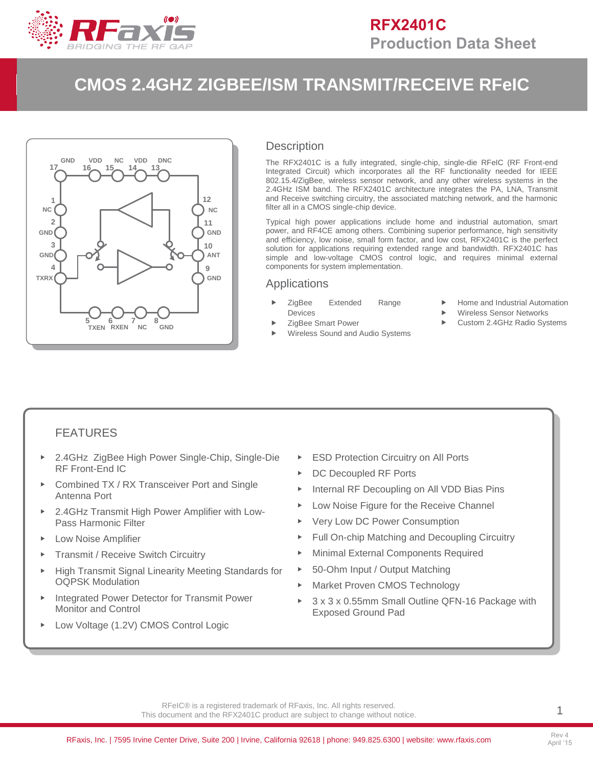# RFX2401C

## Production Data Sheet

# CMOS 2.4GHZ ZIGBEE/ISM TRANSMIT/RECEIVE RFeIC

## Description

The RFX2401C is a fully integrated, single-chip, single-die RFeIC (RF Front-end Integrated Circuit) which incorporates all the RF functionality needed for IEEE 802.15.4/ZigBee, wireless sensor network, and any other wireless systems in the 2.4GHz ISM band. The RFX2401C architecture integrates the PA, LNA, Transmit and Receive switching circuitry, the associated matching network, and the harmonic filter all in a CMOS single-chip device.

Typical high power applications include home and industrial automation, smart power, and RF4CE among others. Combining superior performance, high sensitivity and efficiency, low noise, small form factor, and low cost, RFX2401C is the perfect solution for applications requiring extended range and bandwidth. RFX2401C has simple and low-voltage CMOS control logic, and requires minimal external components for system implementation.

## Applications

- ZigBee Extended Range Devices
- ZigBee Smart Power
- Wireless Sound and Audio Systems
- Home and Industrial Automation
- Wireless Sensor Networks
- Custom 2.4GHz Radio Systems

## FEATURES

- 2.4GHz ZigBee High Power Single-Chip, Single-Die RF Front-End IC
- Combined TX / RX Transceiver Port and Single Antenna Port
- 2.4GHz Transmit High Power Amplifier with Low-Pass Harmonic Filter
- Low Noise Amplifier
- Transmit / Receive Switch Circuitry
- High Transmit Signal Linearity Meeting Standards for OQPSK Modulation
- Integrated Power Detector for Transmit Power Monitor and Control
- Low Voltage (1.2V) CMOS Control Logic
- ESD Protection Circuitry on All Ports
- DC Decoupled RF Ports
- Internal RF Decoupling on All VDD Bias Pins
- Low Noise Figure for the Receive Channel
- Very Low DC Power Consumption
- Full On-chip Matching and Decoupling Circuitry
- Minimal External Components Required
- 50-Ohm Input / Output Matching
- Market Proven CMOS Technology
- 3 x 3 x 0.55mm Small Outline QFN-16 Package with Exposed Ground Pad

RFeIC® is a registered trademark of RFaxis, Inc. All rights reserved.
This document and the RFX2401C product are subject to change without notice.

RFaxis, Inc. | 7595 Irvine Center Drive, Suite 200 | Irvine, California 92618 | phone: 949.825.6300 | website: www.rfaxis.com

Rev 4
April '15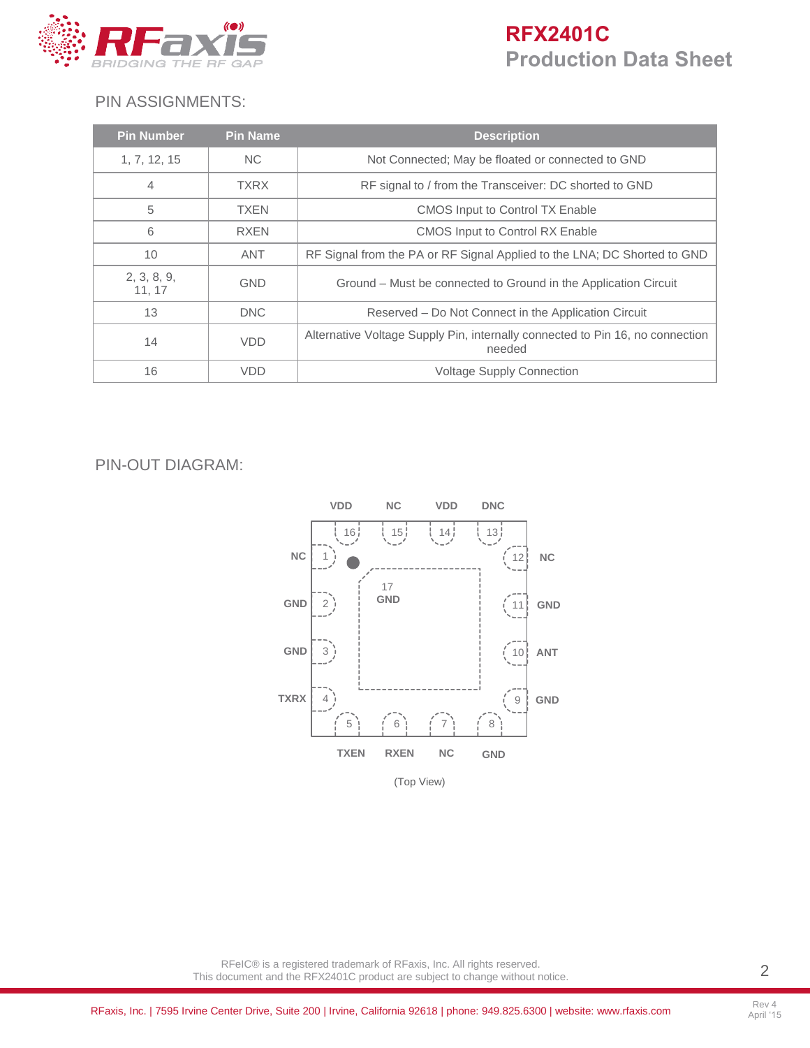## PIN ASSIGNMENTS:

| Pin Number | Pin Name | Description |
|---|---|---|
| 1, 7, 12, 15 | NC | Not Connected; May be floated or connected to GND |
| 4 | TXRX | RF signal to / from the Transceiver: DC shorted to GND |
| 5 | TXEN | CMOS Input to Control TX Enable |
| 6 | RXEN | CMOS Input to Control RX Enable |
| 10 | ANT | RF Signal from the PA or RF Signal Applied to the LNA; DC Shorted to GND |
| 2, 3, 8, 9, 11, 17 | GND | Ground – Must be connected to Ground in the Application Circuit |
| 13 | DNC | Reserved – Do Not Connect in the Application Circuit |
| 14 | VDD | Alternative Voltage Supply Pin, internally connected to Pin 16, no connection needed |
| 16 | VDD | Voltage Supply Connection |

## PIN-OUT DIAGRAM:

VDD NC VDD DNC

16 15 14 13

NC 1 — 12 NC

GND 2 — 11 GND

GND 3 — 10 ANT

TXRX 4 — 9 GND

17 GND

5 6 7 8

TXEN RXEN NC GND

(Top View)

RFeIC® is a registered trademark of RFaxis, Inc. All rights reserved.
This document and the RFX2401C product are subject to change without notice.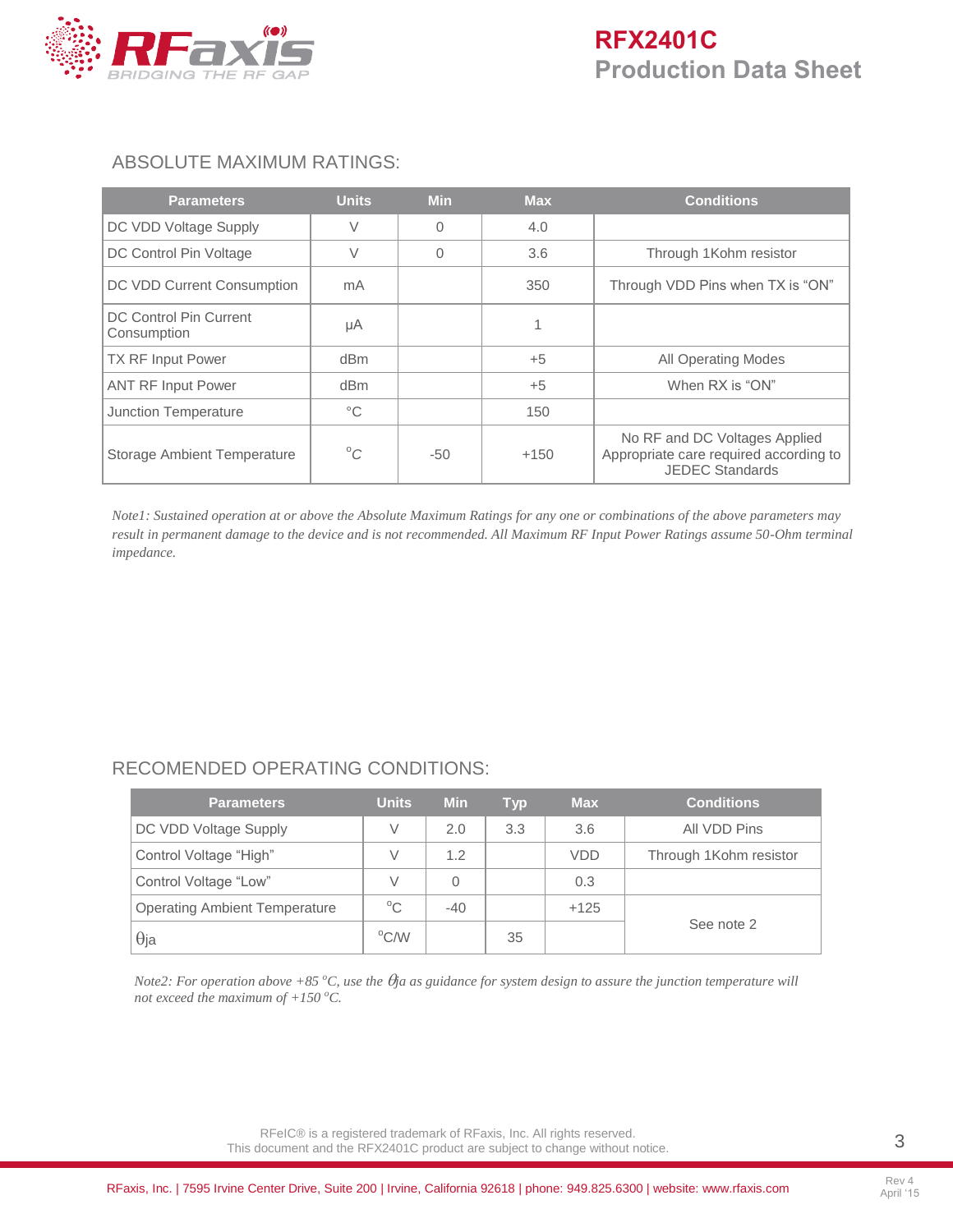## ABSOLUTE MAXIMUM RATINGS:

| Parameters | Units | Min | Max | Conditions |
|---|---|---|---|---|
| DC VDD Voltage Supply | V | 0 | 4.0 | |
| DC Control Pin Voltage | V | 0 | 3.6 | Through 1Kohm resistor |
| DC VDD Current Consumption | mA | | 350 | Through VDD Pins when TX is "ON" |
| DC Control Pin Current Consumption | µA | | 1 | |
| TX RF Input Power | dBm | | +5 | All Operating Modes |
| ANT RF Input Power | dBm | | +5 | When RX is "ON" |
| Junction Temperature | °C | | 150 | |
| Storage Ambient Temperature | °C | -50 | +150 | No RF and DC Voltages Applied Appropriate care required according to JEDEC Standards |

*Note1: Sustained operation at or above the Absolute Maximum Ratings for any one or combinations of the above parameters may result in permanent damage to the device and is not recommended. All Maximum RF Input Power Ratings assume 50-Ohm terminal impedance.*

## RECOMENDED OPERATING CONDITIONS:

| Parameters | Units | Min | Typ | Max | Conditions |
|---|---|---|---|---|---|
| DC VDD Voltage Supply | V | 2.0 | 3.3 | 3.6 | All VDD Pins |
| Control Voltage "High" | V | 1.2 | | VDD | Through 1Kohm resistor |
| Control Voltage "Low" | V | 0 | | 0.3 | |
| Operating Ambient Temperature | °C | -40 | | +125 | See note 2 |
| $\theta_{ja}$ | °C/W | | 35 | | See note 2 |

*Note2: For operation above +85 °C, use the $\theta_{ja}$ as guidance for system design to assure the junction temperature will not exceed the maximum of +150 °C.*

RFeIC® is a registered trademark of RFaxis, Inc. All rights reserved.
This document and the RFX2401C product are subject to change without notice.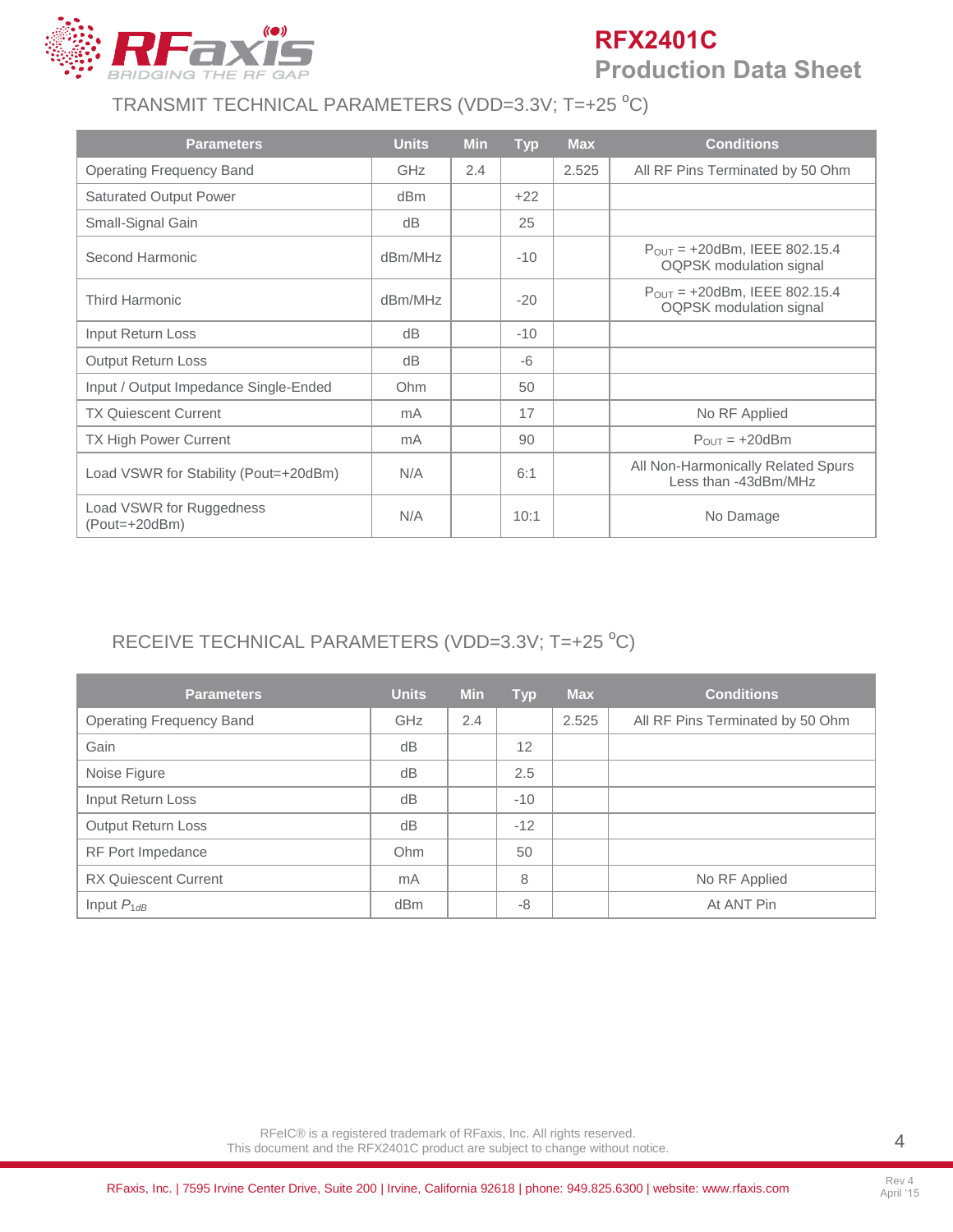## TRANSMIT TECHNICAL PARAMETERS (VDD=3.3V; T=+25 °C)

| Parameters | Units | Min | Typ | Max | Conditions |
|---|---|---|---|---|---|
| Operating Frequency Band | GHz | 2.4 | | 2.525 | All RF Pins Terminated by 50 Ohm |
| Saturated Output Power | dBm | | +22 | | |
| Small-Signal Gain | dB | | 25 | | |
| Second Harmonic | dBm/MHz | | -10 | | $P_{OUT}$ = +20dBm, IEEE 802.15.4 OQPSK modulation signal |
| Third Harmonic | dBm/MHz | | -20 | | $P_{OUT}$ = +20dBm, IEEE 802.15.4 OQPSK modulation signal |
| Input Return Loss | dB | | -10 | | |
| Output Return Loss | dB | | -6 | | |
| Input / Output Impedance Single-Ended | Ohm | | 50 | | |
| TX Quiescent Current | mA | | 17 | | No RF Applied |
| TX High Power Current | mA | | 90 | | $P_{OUT}$ = +20dBm |
| Load VSWR for Stability (Pout=+20dBm) | N/A | | 6:1 | | All Non-Harmonically Related Spurs Less than -43dBm/MHz |
| Load VSWR for Ruggedness (Pout=+20dBm) | N/A | | 10:1 | | No Damage |

## RECEIVE TECHNICAL PARAMETERS (VDD=3.3V; T=+25 °C)

| Parameters | Units | Min | Typ | Max | Conditions |
|---|---|---|---|---|---|
| Operating Frequency Band | GHz | 2.4 | | 2.525 | All RF Pins Terminated by 50 Ohm |
| Gain | dB | | 12 | | |
| Noise Figure | dB | | 2.5 | | |
| Input Return Loss | dB | | -10 | | |
| Output Return Loss | dB | | -12 | | |
| RF Port Impedance | Ohm | | 50 | | |
| RX Quiescent Current | mA | | 8 | | No RF Applied |
| Input $P_{1dB}$ | dBm | | -8 | | At ANT Pin |

RFeIC® is a registered trademark of RFaxis, Inc. All rights reserved.
This document and the RFX2401C product are subject to change without notice.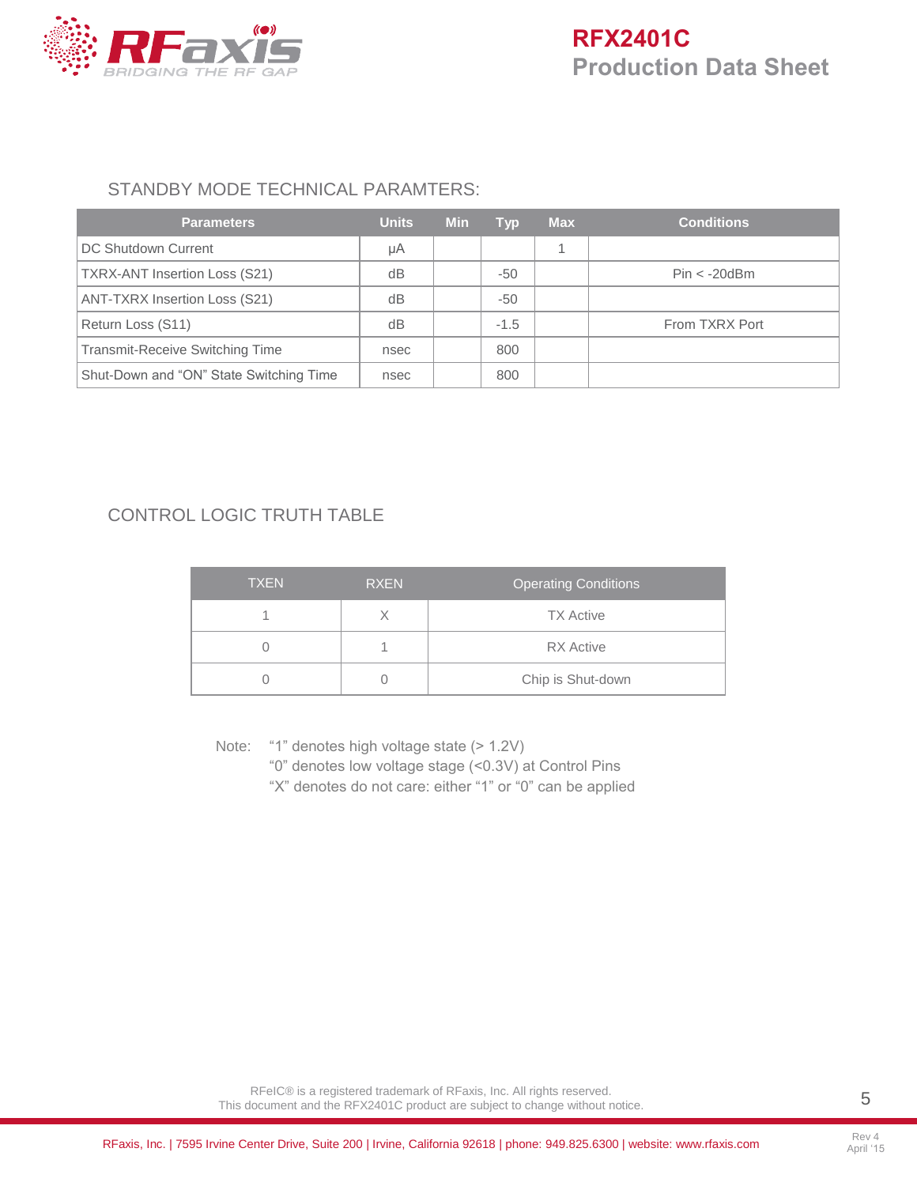## STANDBY MODE TECHNICAL PARAMTERS:

| Parameters | Units | Min | Typ | Max | Conditions |
|---|---|---|---|---|---|
| DC Shutdown Current | µA | | | 1 | |
| TXRX-ANT Insertion Loss (S21) | dB | | -50 | | Pin < -20dBm |
| ANT-TXRX Insertion Loss (S21) | dB | | -50 | | |
| Return Loss (S11) | dB | | -1.5 | | From TXRX Port |
| Transmit-Receive Switching Time | nsec | | 800 | | |
| Shut-Down and "ON" State Switching Time | nsec | | 800 | | |

## CONTROL LOGIC TRUTH TABLE

| TXEN | RXEN | Operating Conditions |
|---|---|---|
| 1 | X | TX Active |
| 0 | 1 | RX Active |
| 0 | 0 | Chip is Shut-down |

Note: "1" denotes high voltage state (> 1.2V)
"0" denotes low voltage stage (<0.3V) at Control Pins
"X" denotes do not care: either "1" or "0" can be applied

RFeIC® is a registered trademark of RFaxis, Inc. All rights reserved.
This document and the RFX2401C product are subject to change without notice.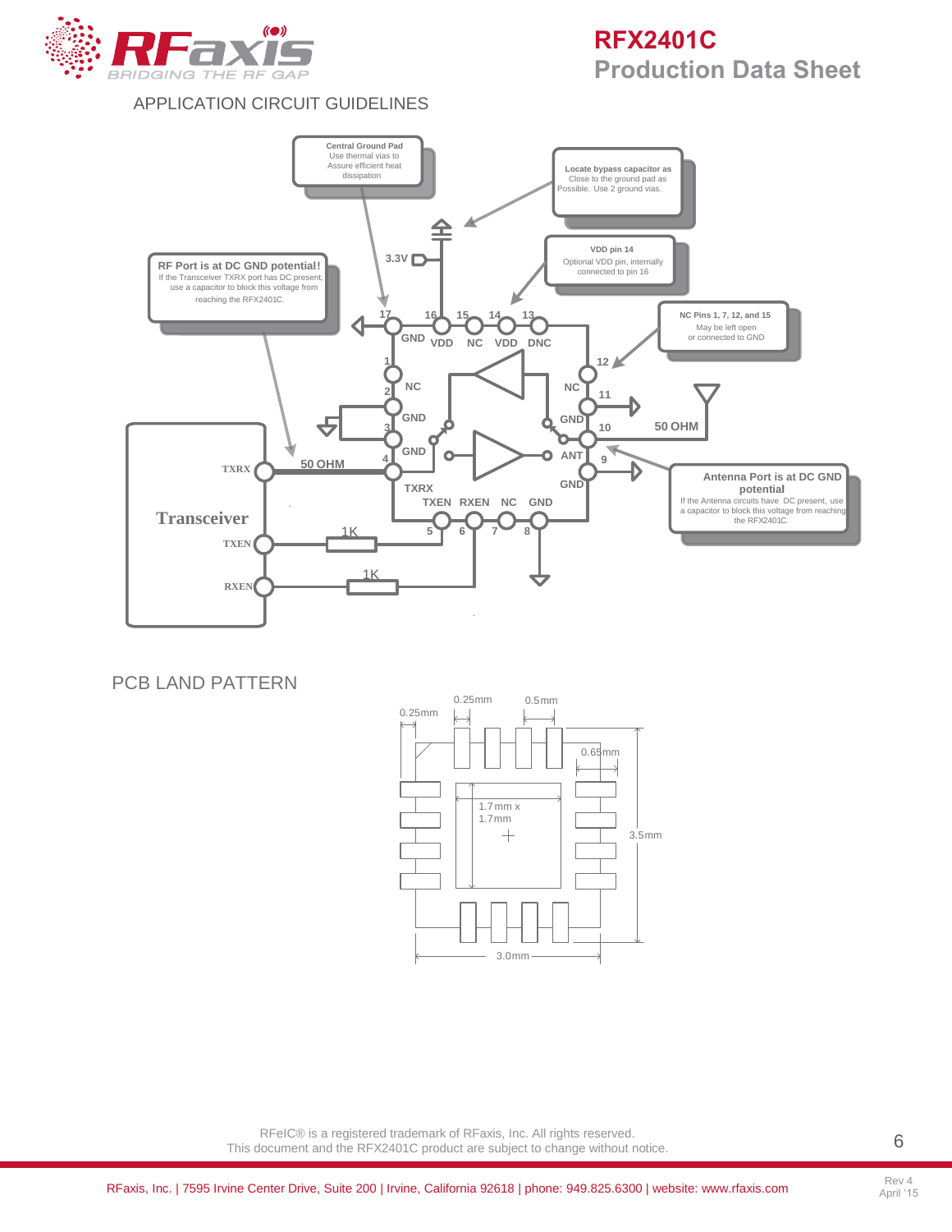## APPLICATION CIRCUIT GUIDELINES

**Central Ground Pad**
Use thermal vias to Assure efficient heat dissipation

**Locate bypass capacitor as** Close to the ground pad as Possible. Use 2 ground vias.

**VDD pin 14**
Optional VDD pin, internally connected to pin 16

**RF Port is at DC GND potential!**
If the Transceiver TXRX port has DC present, use a capacitor to block this voltage from reaching the RFX2401C.

**NC Pins 1, 7, 12, and 15**
May be left open or connected to GND

**Antenna Port is at DC GND potential**
If the Antenna circuits have DC present, use a capacitor to block this voltage from reaching the RFX2401C.

3.3V

17 GND, 16 VDD, 15 NC, 14 VDD, 13 DNC

1 NC, 2 GND, 3 GND, 4 TXRX

12 NC, 11 GND, 10 ANT, 9 GND

5 TXEN, 6 RXEN, 7 NC, 8 GND

50 OHM

50 OHM

Transceiver: TXRX, TXEN, RXEN

1K

1K

## PCB LAND PATTERN

0.25mm

0.25mm

0.5mm

0.65mm

1.7mm x 1.7mm

3.5mm

3.0mm

RFeIC® is a registered trademark of RFaxis, Inc. All rights reserved.
This document and the RFX2401C product are subject to change without notice.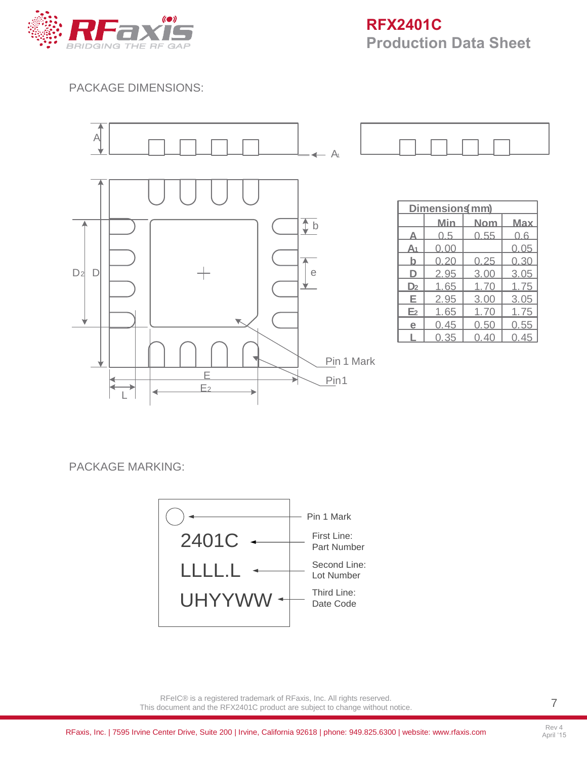## PACKAGE DIMENSIONS:

| Dimensions (mm) | | | |
|---|---|---|---|
| | Min | Nom | Max |
| A | 0.5 | 0.55 | 0.6 |
| $A_1$ | 0.00 | | 0.05 |
| b | 0.20 | 0.25 | 0.30 |
| D | 2.95 | 3.00 | 3.05 |
| $D_2$ | 1.65 | 1.70 | 1.75 |
| E | 2.95 | 3.00 | 3.05 |
| $E_2$ | 1.65 | 1.70 | 1.75 |
| e | 0.45 | 0.50 | 0.55 |
| L | 0.35 | 0.40 | 0.45 |

## PACKAGE MARKING:

- Pin 1 Mark
- 2401C — First Line: Part Number
- LLLL.L — Second Line: Lot Number
- UHYYWW — Third Line: Date Code

RFeIC® is a registered trademark of RFaxis, Inc. All rights reserved.
This document and the RFX2401C product are subject to change without notice.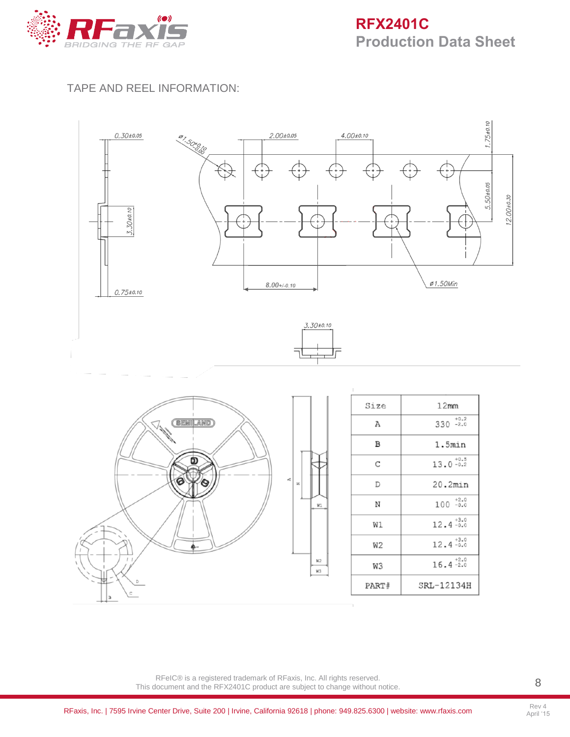## TAPE AND REEL INFORMATION:

| Size | 12mm |
| --- | --- |
| A | 330 $^{+0.2}_{-2.0}$ |
| B | 1.5min |
| C | 13.0 $^{+0.5}_{-0.2}$ |
| D | 20.2min |
| N | 100 $^{+2.0}_{-0.0}$ |
| W1 | 12.4 $^{+3.0}_{-0.0}$ |
| W2 | 12.4 $^{+3.0}_{-0.0}$ |
| W3 | 16.4 $^{+2.0}_{-2.0}$ |
| PART# | SRL-12134H |

RFeIC® is a registered trademark of RFaxis, Inc. All rights reserved.
This document and the RFX2401C product are subject to change without notice.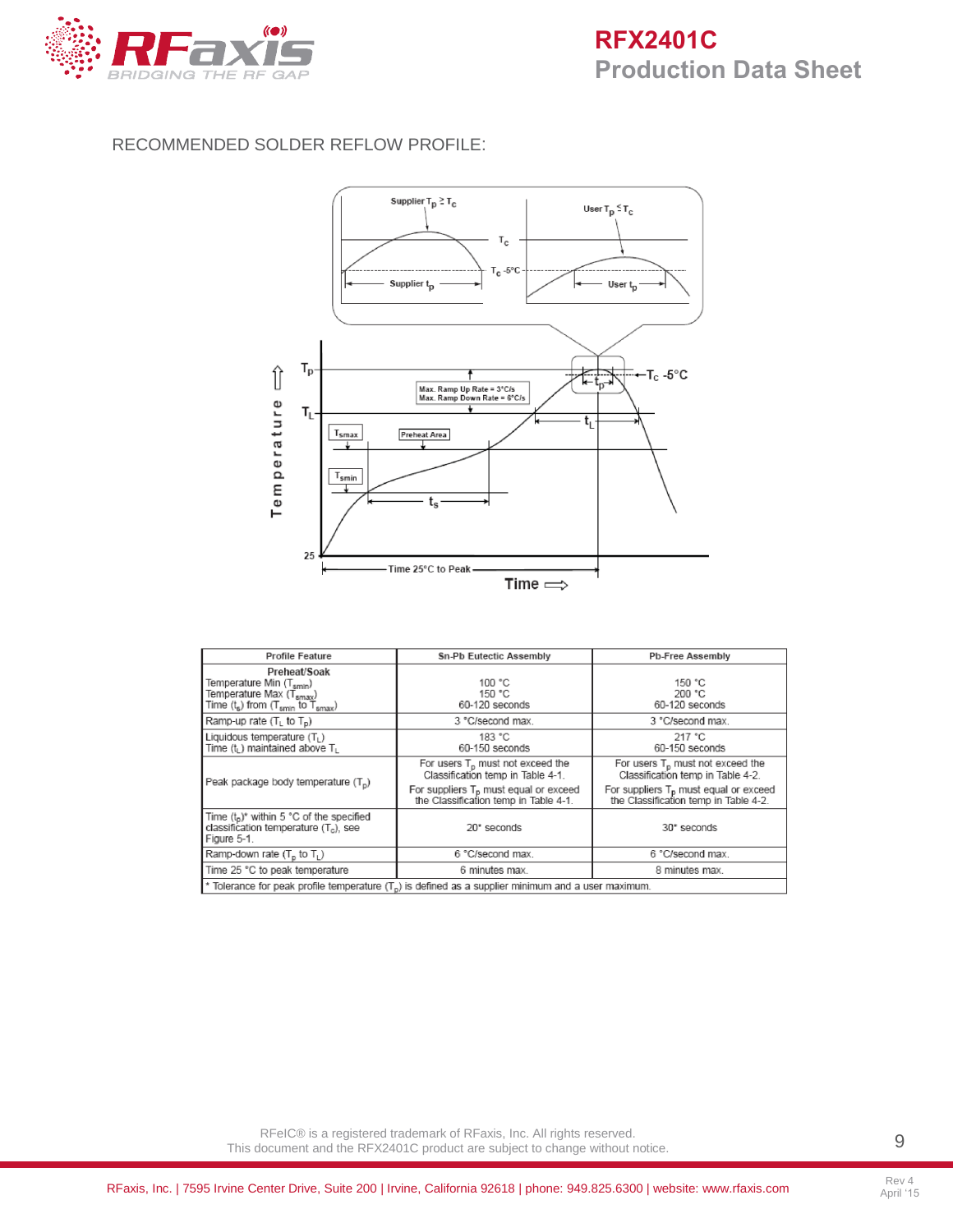RECOMMENDED SOLDER REFLOW PROFILE:

| Profile Feature | Sn-Pb Eutectic Assembly | Pb-Free Assembly |
|---|---|---|
| **Preheat/Soak**<br>Temperature Min ($T_{smin}$)<br>Temperature Max ($T_{smax}$)<br>Time ($t_s$) from ($T_{smin}$ to $T_{smax}$) | 100 °C<br>150 °C<br>60-120 seconds | 150 °C<br>200 °C<br>60-120 seconds |
| Ramp-up rate ($T_L$ to $T_p$) | 3 °C/second max. | 3 °C/second max. |
| Liquidous temperature ($T_L$)<br>Time ($t_L$) maintained above $T_L$ | 183 °C<br>60-150 seconds | 217 °C<br>60-150 seconds |
| Peak package body temperature ($T_p$) | For users $T_p$ must not exceed the Classification temp in Table 4-1.<br>For suppliers $T_p$ must equal or exceed the Classification temp in Table 4-1. | For users $T_p$ must not exceed the Classification temp in Table 4-2.<br>For suppliers $T_p$ must equal or exceed the Classification temp in Table 4-2. |
| Time ($t_p$)* within 5 °C of the specified classification temperature ($T_c$), see Figure 5-1. | 20* seconds | 30* seconds |
| Ramp-down rate ($T_p$ to $T_L$) | 6 °C/second max. | 6 °C/second max. |
| Time 25 °C to peak temperature | 6 minutes max. | 8 minutes max. |

\* Tolerance for peak profile temperature ($T_p$) is defined as a supplier minimum and a user maximum.

RFeIC® is a registered trademark of RFaxis, Inc. All rights reserved.
This document and the RFX2401C product are subject to change without notice.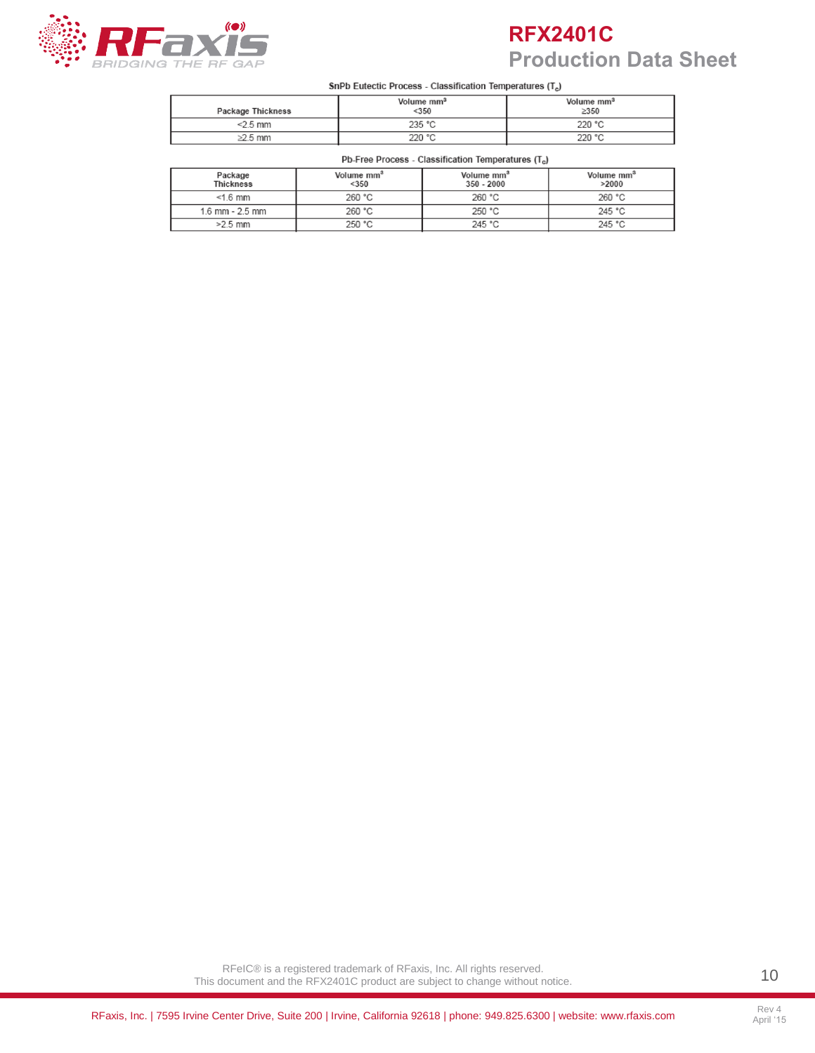SnPb Eutectic Process - Classification Temperatures ($T_c$)

| Package Thickness | Volume mm³ <350 | Volume mm³ ≥350 |
|---|---|---|
| <2.5 mm | 235 °C | 220 °C |
| ≥2.5 mm | 220 °C | 220 °C |

Pb-Free Process - Classification Temperatures ($T_c$)

| Package Thickness | Volume mm³ <350 | Volume mm³ 350 - 2000 | Volume mm³ >2000 |
|---|---|---|---|
| <1.6 mm | 260 °C | 260 °C | 260 °C |
| 1.6 mm - 2.5 mm | 260 °C | 250 °C | 245 °C |
| >2.5 mm | 250 °C | 245 °C | 245 °C |

RFeIC® is a registered trademark of RFaxis, Inc. All rights reserved.
This document and the RFX2401C product are subject to change without notice.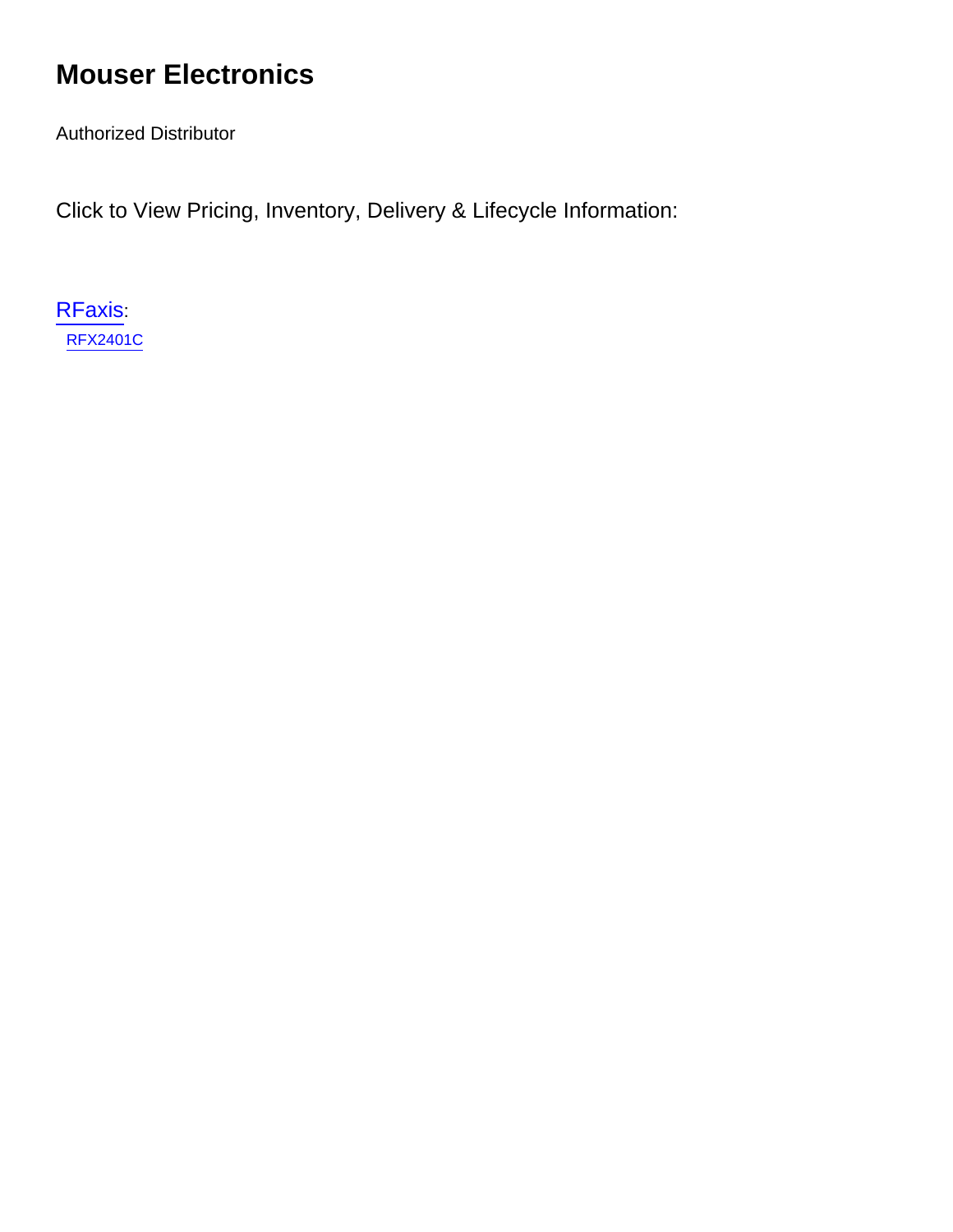# Mouser Electronics

Authorized Distributor

Click to View Pricing, Inventory, Delivery & Lifecycle Information:

RFaxis:

RFX2401C